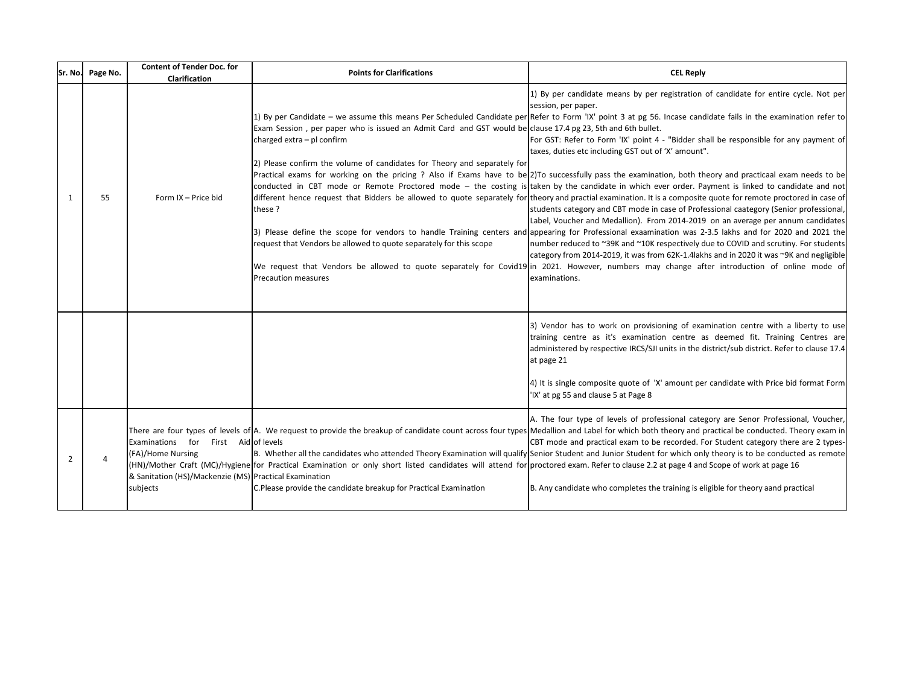| Sr. No. | Page No. | Content of Tender Doc. for Clarification | Points for Clarifications | CEL Reply |
|---|---|---|---|---|
| 1 | 55 | Form IX – Price bid | 1) By per Candidate – we assume this means Per Scheduled Candidate per Exam Session , per paper who is issued an Admit Card and GST would be charged extra – pl confirm<br><br>2) Please confirm the volume of candidates for Theory and separately for Practical exams for working on the pricing ? Also if Exams have to be conducted in CBT mode or Remote Proctored mode – the costing is different hence request that Bidders be allowed to quote separately for these ?<br><br>3) Please define the scope for vendors to handle Training centers and request that Vendors be allowed to quote separately for this scope<br><br>We request that Vendors be allowed to quote separately for Covid19 Precaution measures | 1) By per candidate means by per registration of candidate for entire cycle. Not per session, per paper.<br>Refer to Form 'IX' point 3 at pg 56. Incase candidate fails in the examination refer to clause 17.4 pg 23, 5th and 6th bullet.<br>For GST: Refer to Form 'IX' point 4 - "Bidder shall be responsible for any payment of taxes, duties etc including GST out of 'X' amount".<br><br>2)To successfully pass the examination, both theory and practicaal exam needs to be taken by the candidate in which ever order. Payment is linked to candidate and not theory and practial examination. It is a composite quote for remote proctored in case of students caategory and CBT mode in case of Professional caategory (Senior professional, Label, Voucher and Medallion). From 2014-2019 on an average per annum candidates appearing for Professional exaamination was 2-3.5 lakhs and for 2020 and 2021 the number reduced to ~39K and ~10K respectively due to COVID and scrutiny. For students category from 2014-2019, it was from 62K-1.4lakhs and in 2020 it was ~9K and negligible in 2021. However, numbers may change after introduction of online mode of examinations. |
| | | | | 3) Vendor has to work on provisioning of examination centre with a liberty to use training centre as it's examination centre as deemed fit. Training Centres are administered by respective IRCS/SJI units in the district/sub district. Refer to clause 17.4 at page 21<br><br>4) It is single composite quote of 'X' amount per candidate with Price bid format Form 'IX' at pg 55 and clause 5 at Page 8 |
| 2 | 4 | There are four types of levels of Examinations for First Aid (FA)/Home Nursing (HN)/Mother Craft (MC)/Hygiene & Sanitation (HS)/Mackenzie (MS) subjects | A. We request to provide the breakup of candidate count across four types of levels<br>B. Whether all the candidates who attended Theory Examination will qualify for Practical Examination or only short listed candidates will attend for Practical Examination<br>C.Please provide the candidate breakup for Practical Examination | A. The four type of levels of professional category are Senor Professional, Voucher, Medallion and Label for which both theory and practical be conducted. Theory exam in CBT mode and practical exam to be recorded. For Student category there are 2 types- Senior Student and Junior Student for which only theory is to be conducted as remote proctored exam. Refer to clause 2.2 at page 4 and Scope of work at page 16<br><br>B. Any candidate who completes the training is eligible for theory aand practical |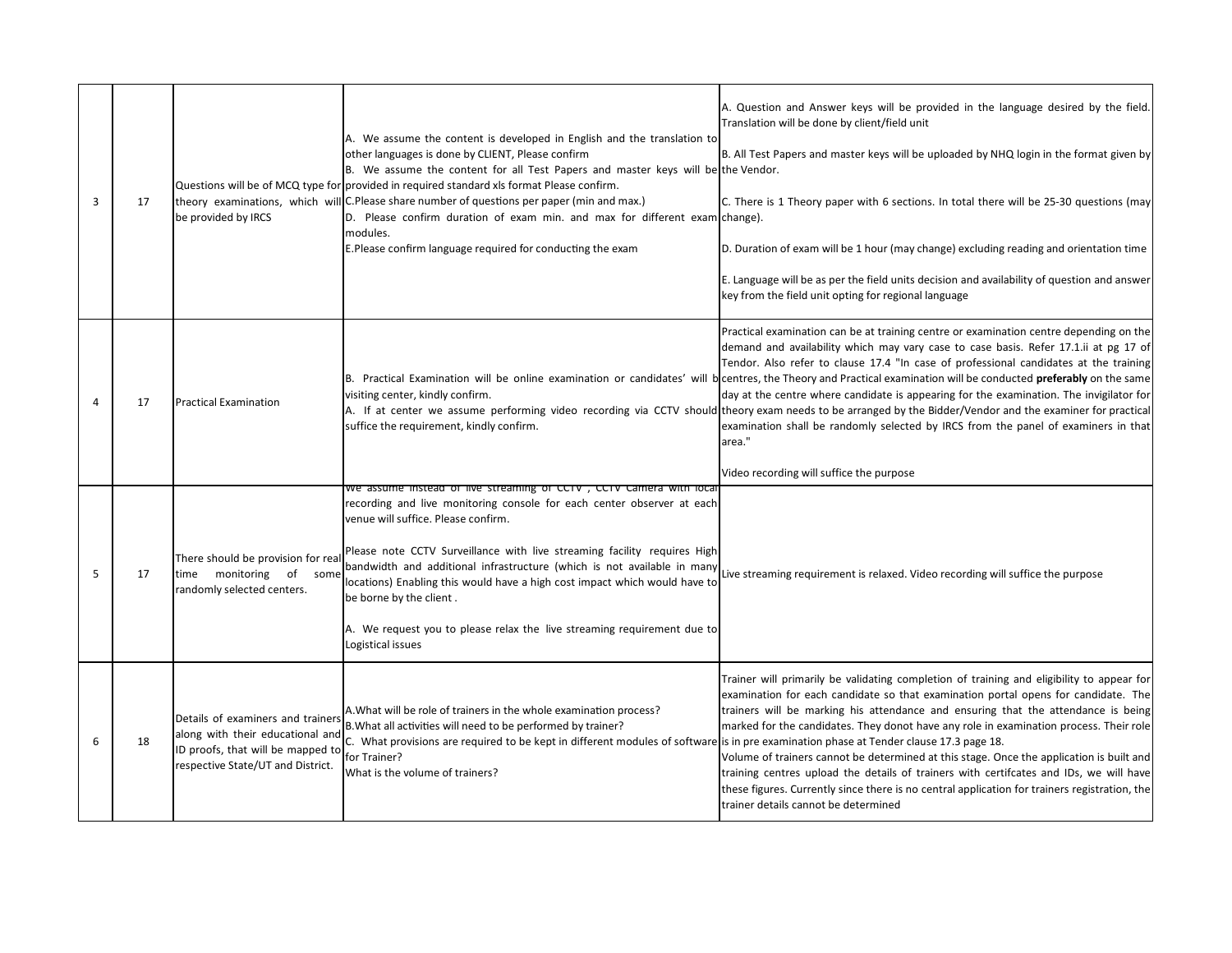| 3 | 17 | Questions will be of MCQ type for theory examinations, which will be provided by IRCS | A. We assume the content is developed in English and the translation to other languages is done by CLIENT, Please confirm<br>B. We assume the content for all Test Papers and master keys will be provided in required standard xls format Please confirm.<br>C.Please share number of questions per paper (min and max.)<br>D. Please confirm duration of exam min. and max for different exam modules.<br>E.Please confirm language required for conducting the exam | A. Question and Answer keys will be provided in the language desired by the field. Translation will be done by client/field unit<br><br>B. All Test Papers and master keys will be uploaded by NHQ login in the format given by the Vendor.<br><br>C. There is 1 Theory paper with 6 sections. In total there will be 25-30 questions (may change).<br><br>D. Duration of exam will be 1 hour (may change) excluding reading and orientation time<br><br>E. Language will be as per the field units decision and availability of question and answer key from the field unit opting for regional language |
|---|---|---|---|---|
| 4 | 17 | Practical Examination | B. Practical Examination will be online examination or candidates' will b visiting center, kindly confirm.<br>A. If at center we assume performing video recording via CCTV should suffice the requirement, kindly confirm. | Practical examination can be at training centre or examination centre depending on the demand and availability which may vary case to case basis. Refer 17.1.ii at pg 17 of Tendor. Also refer to clause 17.4 "In case of professional candidates at the training centres, the Theory and Practical examination will be conducted **preferably** on the same day at the centre where candidate is appearing for the examination. The invigilator for theory exam needs to be arranged by the Bidder/Vendor and the examiner for practical examination shall be randomly selected by IRCS from the panel of examiners in that area."<br><br>Video recording will suffice the purpose |
| 5 | 17 | There should be provision for real time monitoring of some randomly selected centers. | We assume instead of live streaming of CCTV , CCTV Camera with local recording and live monitoring console for each center observer at each venue will suffice. Please confirm.<br><br>Please note CCTV Surveillance with live streaming facility requires High bandwidth and additional infrastructure (which is not available in many locations) Enabling this would have a high cost impact which would have to be borne by the client .<br><br>A. We request you to please relax the live streaming requirement due to Logistical issues | Live streaming requirement is relaxed. Video recording will suffice the purpose |
| 6 | 18 | Details of examiners and trainers along with their educational and ID proofs, that will be mapped to respective State/UT and District. | A.What will be role of trainers in the whole examination process?<br>B.What all activities will need to be performed by trainer?<br>C. What provisions are required to be kept in different modules of software for Trainer?<br>What is the volume of trainers? | Trainer will primarily be validating completion of training and eligibility to appear for examination for each candidate so that examination portal opens for candidate. The trainers will be marking his attendance and ensuring that the attendance is being marked for the candidates. They donot have any role in examination process. Their role is in pre examination phase at Tender clause 17.3 page 18.<br>Volume of trainers cannot be determined at this stage. Once the application is built and training centres upload the details of trainers with certifcates and IDs, we will have these figures. Currently since there is no central application for trainers registration, the trainer details cannot be determined |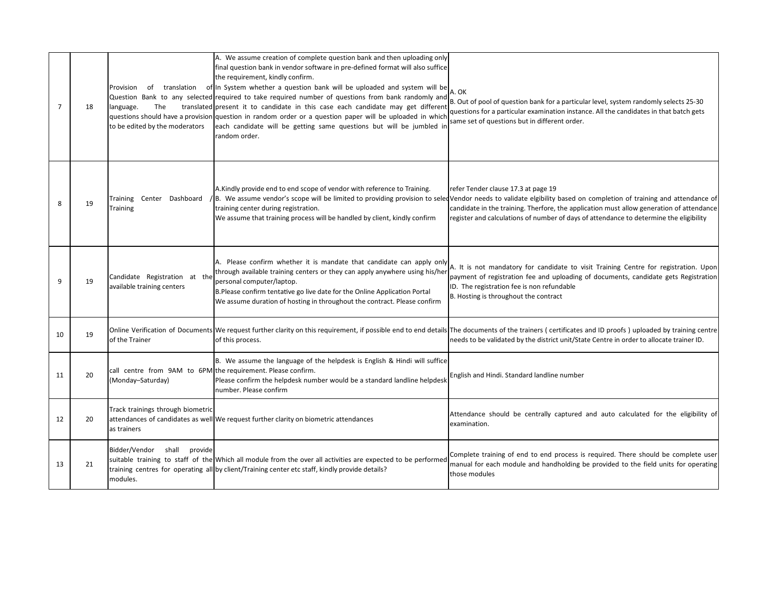| 7 | 18 | Provision of translation of Question Bank to any selected language. The translated questions should have a provision to be edited by the moderators | A. We assume creation of complete question bank and then uploading only final question bank in vendor software in pre-defined format will also suffice the requirement, kindly confirm.<br>In System whether a question bank will be uploaded and system will be required to take required number of questions from bank randomly and present it to candidate in this case each candidate may get different question in random order or a question paper will be uploaded in which each candidate will be getting same questions but will be jumbled in random order. | A. OK<br>B. Out of pool of question bank for a particular level, system randomly selects 25-30 questions for a particular examination instance. All the candidates in that batch gets same set of questions but in different order. |
|---|---|---|---|---|
| 8 | 19 | Training Center Dashboard / Training | A.Kindly provide end to end scope of vendor with reference to Training.<br>B. We assume vendor's scope will be limited to providing provision to selec training center during registration.<br>We assume that training process will be handled by client, kindly confirm | refer Tender clause 17.3 at page 19<br>Vendor needs to validate elgibility based on completion of training and attendance of candidate in the training. Therfore, the application must allow generation of attendance register and calculations of number of days of attendance to determine the eligibility |
| 9 | 19 | Candidate Registration at the available training centers | A. Please confirm whether it is mandate that candidate can apply only through available training centers or they can apply anywhere using his/her personal computer/laptop.<br>B.Please confirm tentative go live date for the Online Application Portal<br>We assume duration of hosting in throughout the contract. Please confirm | A. It is not mandatory for candidate to visit Training Centre for registration. Upon payment of registration fee and uploading of documents, candidate gets Registration ID. The registration fee is non refundable<br>B. Hosting is throughout the contract |
| 10 | 19 | Online Verification of Documents of the Trainer | We request further clarity on this requirement, if possible end to end details of this process. | The documents of the trainers ( certificates and ID proofs ) uploaded by training centre needs to be validated by the district unit/State Centre in order to allocate trainer ID. |
| 11 | 20 | call centre from 9AM to 6PM (Monday–Saturday) | B. We assume the language of the helpdesk is English & Hindi will suffice the requirement. Please confirm.<br>Please confirm the helpdesk number would be a standard landline helpdesk number. Please confirm | English and Hindi. Standard landline number |
| 12 | 20 | Track trainings through biometric attendances of candidates as well as trainers | We request further clarity on biometric attendances | Attendance should be centrally captured and auto calculated for the eligibility of examination. |
| 13 | 21 | Bidder/Vendor shall provide suitable training to staff of the training centres for operating all modules. | Which all module from the over all activities are expected to be performed by client/Training center etc staff, kindly provide details? | Complete training of end to end process is required. There should be complete user manual for each module and handholding be provided to the field units for operating those modules |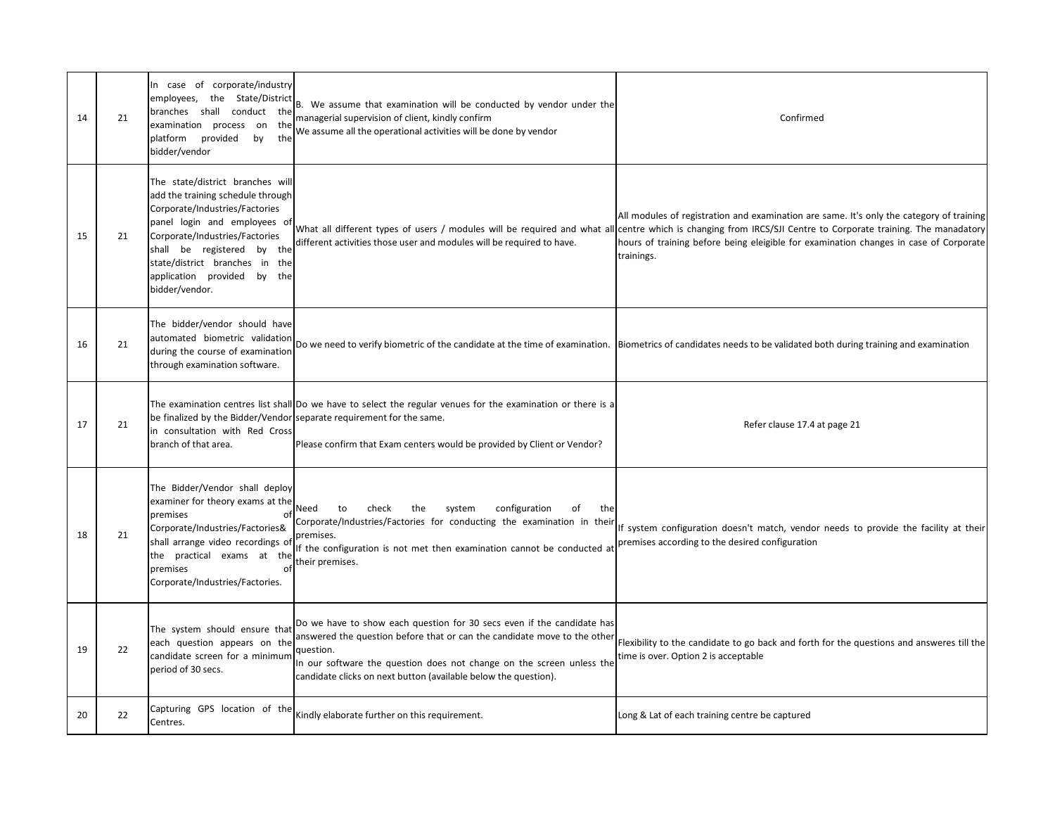| | | | | |
|---|---|---|---|---|
| 14 | 21 | In case of corporate/industry employees, the State/District branches shall conduct the examination process on the platform provided by the bidder/vendor | B. We assume that examination will be conducted by vendor under the managerial supervision of client, kindly confirm<br>We assume all the operational activities will be done by vendor | Confirmed |
| 15 | 21 | The state/district branches will add the training schedule through Corporate/Industries/Factories panel login and employees of Corporate/Industries/Factories shall be registered by the state/district branches in the application provided by the bidder/vendor. | What all different types of users / modules will be required and what all different activities those user and modules will be required to have. | All modules of registration and examination are same. It's only the category of training centre which is changing from IRCS/SJI Centre to Corporate training. The manadatory hours of training before being eleigible for examination changes in case of Corporate trainings. |
| 16 | 21 | The bidder/vendor should have automated biometric validation during the course of examination through examination software. | Do we need to verify biometric of the candidate at the time of examination. | Biometrics of candidates needs to be validated both during training and examination |
| 17 | 21 | The examination centres list shall be finalized by the Bidder/Vendor in consultation with Red Cross branch of that area. | Do we have to select the regular venues for the examination or there is a separate requirement for the same.<br><br>Please confirm that Exam centers would be provided by Client or Vendor? | Refer clause 17.4 at page 21 |
| 18 | 21 | The Bidder/Vendor shall deploy examiner for theory exams at the premises of Corporate/Industries/Factories& shall arrange video recordings of the practical exams at the premises of Corporate/Industries/Factories. | Need to check the system configuration of the Corporate/Industries/Factories for conducting the examination in their premises.<br>If the configuration is not met then examination cannot be conducted at their premises. | If system configuration doesn't match, vendor needs to provide the facility at their premises according to the desired configuration |
| 19 | 22 | The system should ensure that each question appears on the candidate screen for a minimum period of 30 secs. | Do we have to show each question for 30 secs even if the candidate has answered the question before that or can the candidate move to the other question.<br>In our software the question does not change on the screen unless the candidate clicks on next button (available below the question). | Flexibility to the candidate to go back and forth for the questions and answeres till the time is over. Option 2 is acceptable |
| 20 | 22 | Capturing GPS location of the Centres. | Kindly elaborate further on this requirement. | Long & Lat of each training centre be captured |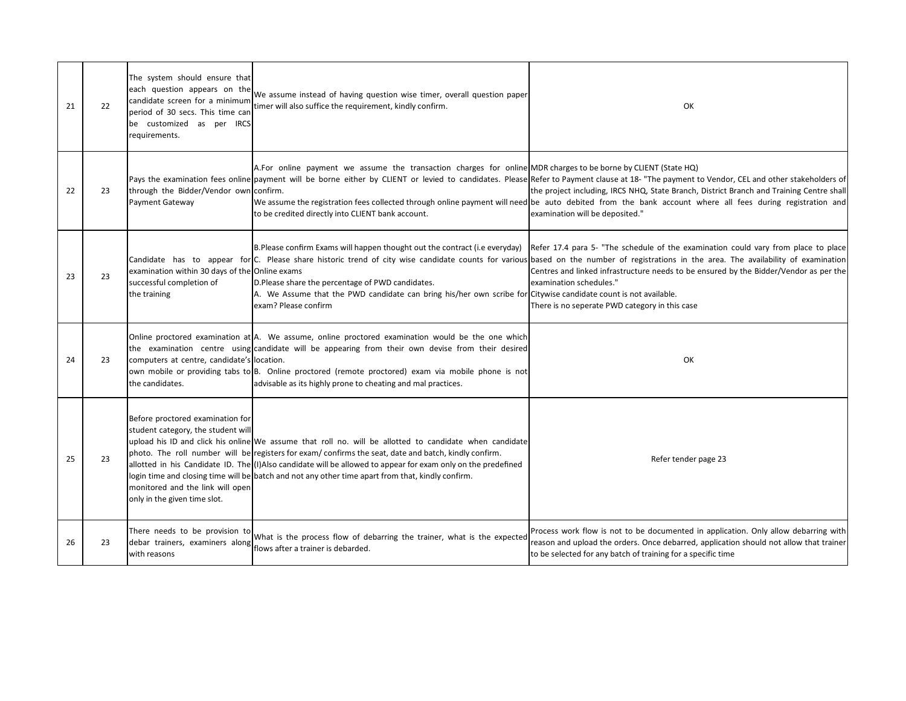| | | | | |
|---|---|---|---|---|
| 21 | 22 | The system should ensure that each question appears on the candidate screen for a minimum period of 30 secs. This time can be customized as per IRCS requirements. | We assume instead of having question wise timer, overall question paper timer will also suffice the requirement, kindly confirm. | OK |
| 22 | 23 | Pays the examination fees online through the Bidder/Vendor own Payment Gateway | A.For online payment we assume the transaction charges for online payment will be borne either by CLIENT or levied to candidates. Please confirm.<br>We assume the registration fees collected through online payment will need to be credited directly into CLIENT bank account. | MDR charges to be borne by CLIENT (State HQ)<br>Refer to Payment clause at 18- "The payment to Vendor, CEL and other stakeholders of the project including, IRCS NHQ, State Branch, District Branch and Training Centre shall be auto debited from the bank account where all fees during registration and examination will be deposited." |
| 23 | 23 | Candidate has to appear for examination within 30 days of the successful completion of the training | B.Please confirm Exams will happen thought out the contract (i.e everyday)<br>C. Please share historic trend of city wise candidate counts for various Online exams<br>D.Please share the percentage of PWD candidates.<br>A. We Assume that the PWD candidate can bring his/her own scribe for exam? Please confirm | Refer 17.4 para 5- "The schedule of the examination could vary from place to place based on the number of registrations in the area. The availability of examination Centres and linked infrastructure needs to be ensured by the Bidder/Vendor as per the examination schedules."<br>Citywise candidate count is not available.<br>There is no seperate PWD category in this case |
| 24 | 23 | Online proctored examination at the examination centre using computers at centre, candidate's own mobile or providing tabs to the candidates. | A. We assume, online proctored examination would be the one which candidate will be appearing from their own devise from their desired location.<br>B. Online proctored (remote proctored) exam via mobile phone is not advisable as its highly prone to cheating and mal practices. | OK |
| 25 | 23 | Before proctored examination for student category, the student will upload his ID and click his online photo. The roll number will be allotted in his Candidate ID. The login time and closing time will be monitored and the link will open only in the given time slot. | We assume that roll no. will be allotted to candidate when candidate registers for exam/ confirms the seat, date and batch, kindly confirm.<br>(I)Also candidate will be allowed to appear for exam only on the predefined batch and not any other time apart from that, kindly confirm. | Refer tender page 23 |
| 26 | 23 | There needs to be provision to debar trainers, examiners along with reasons | What is the process flow of debarring the trainer, what is the expected flows after a trainer is debarded. | Process work flow is not to be documented in application. Only allow debarring with reason and upload the orders. Once debarred, application should not allow that trainer to be selected for any batch of training for a specific time |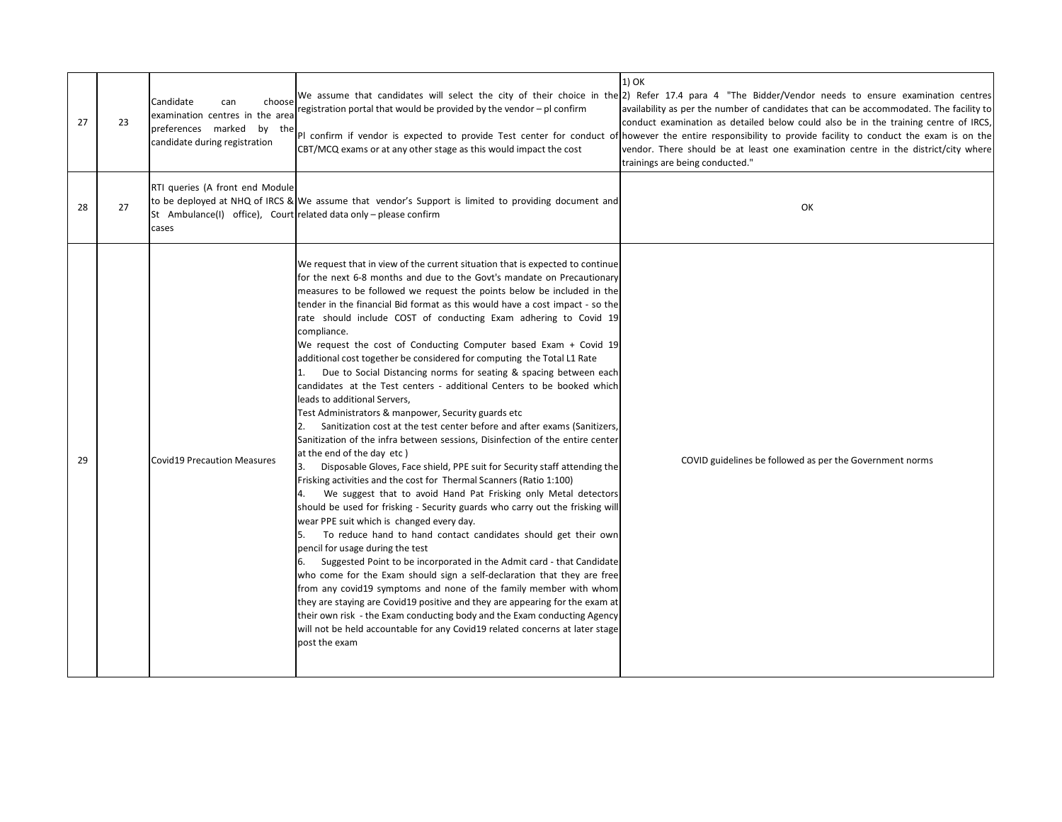| | | | | |
|---|---|---|---|---|
| 27 | 23 | Candidate can choose examination centres in the area preferences marked by the candidate during registration | We assume that candidates will select the city of their choice in the registration portal that would be provided by the vendor – pl confirm<br><br>Pl confirm if vendor is expected to provide Test center for conduct of CBT/MCQ exams or at any other stage as this would impact the cost | 1) OK<br>2) Refer 17.4 para 4 "The Bidder/Vendor needs to ensure examination centres availability as per the number of candidates that can be accommodated. The facility to conduct examination as detailed below could also be in the training centre of IRCS, however the entire responsibility to provide facility to conduct the exam is on the vendor. There should be at least one examination centre in the district/city where trainings are being conducted." |
| 28 | 27 | RTI queries (A front end Module to be deployed at NHQ of IRCS & St Ambulance(I) office), Court cases | We assume that vendor's Support is limited to providing document and related data only – please confirm | OK |
| 29 | | Covid19 Precaution Measures | We request that in view of the current situation that is expected to continue for the next 6-8 months and due to the Govt's mandate on Precautionary measures to be followed we request the points below be included in the tender in the financial Bid format as this would have a cost impact - so the rate should include COST of conducting Exam adhering to Covid 19 compliance.<br>We request the cost of Conducting Computer based Exam + Covid 19 additional cost together be considered for computing the Total L1 Rate<br>1. Due to Social Distancing norms for seating & spacing between each candidates at the Test centers - additional Centers to be booked which leads to additional Servers,<br>Test Administrators & manpower, Security guards etc<br>2. Sanitization cost at the test center before and after exams (Sanitizers, Sanitization of the infra between sessions, Disinfection of the entire center at the end of the day etc )<br>3. Disposable Gloves, Face shield, PPE suit for Security staff attending the Frisking activities and the cost for Thermal Scanners (Ratio 1:100)<br>4. We suggest that to avoid Hand Pat Frisking only Metal detectors should be used for frisking - Security guards who carry out the frisking will wear PPE suit which is changed every day.<br>5. To reduce hand to hand contact candidates should get their own pencil for usage during the test<br>6. Suggested Point to be incorporated in the Admit card - that Candidate who come for the Exam should sign a self-declaration that they are free from any covid19 symptoms and none of the family member with whom they are staying are Covid19 positive and they are appearing for the exam at their own risk - the Exam conducting body and the Exam conducting Agency will not be held accountable for any Covid19 related concerns at later stage post the exam | COVID guidelines be followed as per the Government norms |